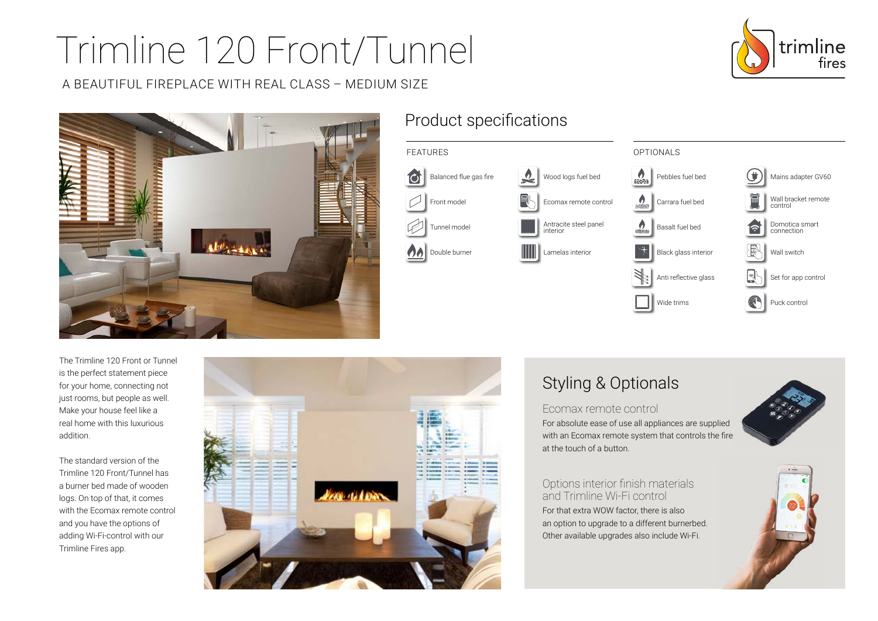# Trimline 120 Front/Tunnel

A BEAUTIFUL FIREPLACE WITH REAL CLASS – MEDIUM SIZE

## Product specifications

### FEATURES

- Balanced flue gas fire
- Front model
- Tunnel model
- Double burner
- Wood logs fuel bed
- Ecomax remote control
- Antracite steel panel interior
- Lamelas interior

### OPTIONALS

- Pebbles fuel bed
- Carrara fuel bed
- Basalt fuel bed
- Black glass interior
- Anti reflective glass
- Wide trims
- Mains adapter GV60
- Wall bracket remote control
- Domotica smart connection
- Wall switch
- Set for app control
- Puck control

The Trimline 120 Front or Tunnel is the perfect statement piece for your home, connecting not just rooms, but people as well. Make your house feel like a real home with this luxurious addition.

The standard version of the Trimline 120 Front/Tunnel has a burner bed made of wooden logs. On top of that, it comes with the Ecomax remote control and you have the options of adding Wi-Fi-control with our Trimline Fires app.

## Styling & Optionals

### Ecomax remote control

For absolute ease of use all appliances are supplied with an Ecomax remote system that controls the fire at the touch of a button.

### Options interior finish materials and Trimline Wi-Fi control

For that extra WOW factor, there is also an option to upgrade to a different burnerbed. Other available upgrades also include Wi-Fi.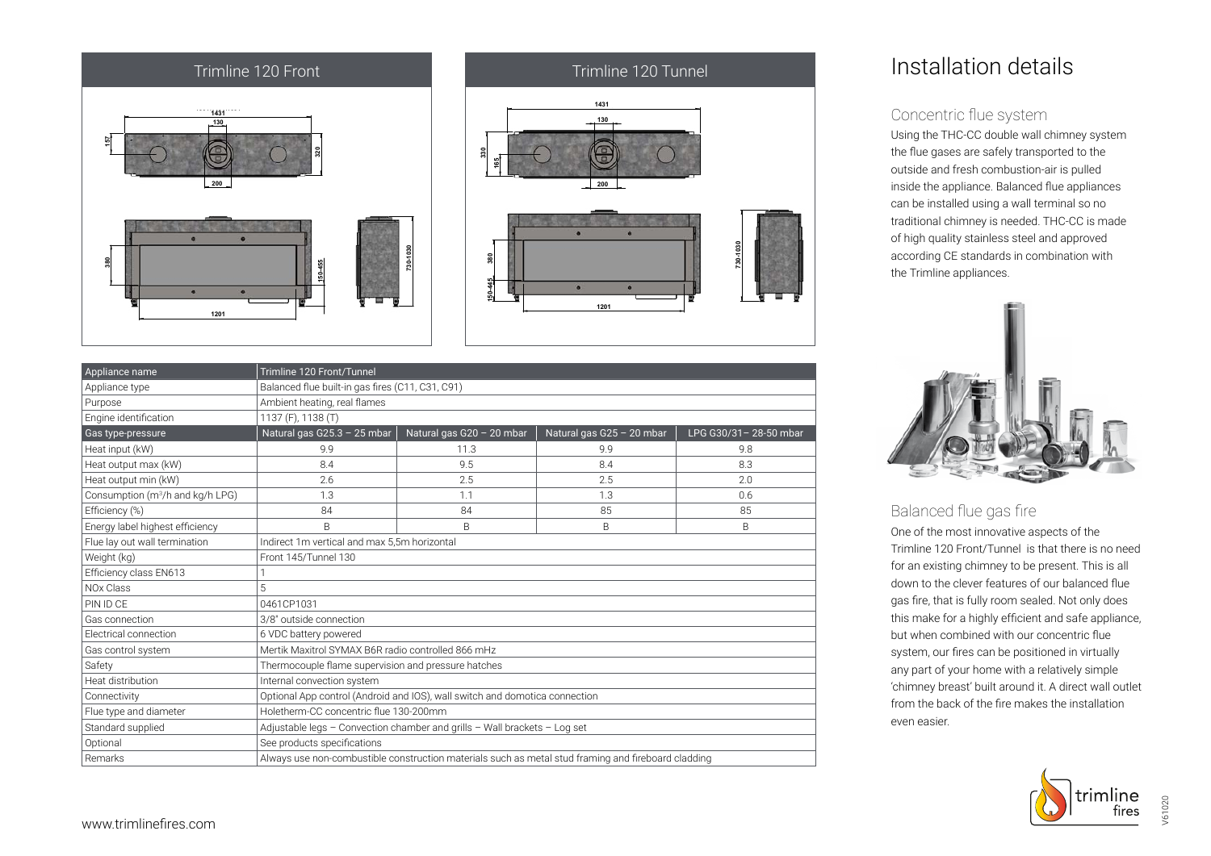## Trimline 120 Front

1431
130
157
320
200
380
150-455
730-1030
1201

## Trimline 120 Tunnel

1431
130
330
165
200
380
150-445
730-1030
1201

| Appliance name | Trimline 120 Front/Tunnel | | | |
|---|---|---|---|---|
| Appliance type | Balanced flue built-in gas fires (C11, C31, C91) | | | |
| Purpose | Ambient heating, real flames | | | |
| Engine identification | 1137 (F), 1138 (T) | | | |
| Gas type-pressure | Natural gas G25.3 – 25 mbar | Natural gas G20 – 20 mbar | Natural gas G25 – 20 mbar | LPG G30/31– 28-50 mbar |
| Heat input (kW) | 9.9 | 11.3 | 9.9 | 9.8 |
| Heat output max (kW) | 8.4 | 9.5 | 8.4 | 8.3 |
| Heat output min (kW) | 2.6 | 2.5 | 2.5 | 2.0 |
| Consumption ($m^3$/h and kg/h LPG) | 1.3 | 1.1 | 1.3 | 0.6 |
| Efficiency (%) | 84 | 84 | 85 | 85 |
| Energy label highest efficiency | B | B | B | B |
| Flue lay out wall termination | Indirect 1m vertical and max 5,5m horizontal | | | |
| Weight (kg) | Front 145/Tunnel 130 | | | |
| Efficiency class EN613 | 1 | | | |
| NOx Class | 5 | | | |
| PIN ID CE | 0461CP1031 | | | |
| Gas connection | 3/8" outside connection | | | |
| Electrical connection | 6 VDC battery powered | | | |
| Gas control system | Mertik Maxitrol SYMAX B6R radio controlled 866 mHz | | | |
| Safety | Thermocouple flame supervision and pressure hatches | | | |
| Heat distribution | Internal convection system | | | |
| Connectivity | Optional App control (Android and IOS), wall switch and domotica connection | | | |
| Flue type and diameter | Holetherm-CC concentric flue 130-200mm | | | |
| Standard supplied | Adjustable legs – Convection chamber and grills – Wall brackets – Log set | | | |
| Optional | See products specifications | | | |
| Remarks | Always use non-combustible construction materials such as metal stud framing and fireboard cladding | | | |

# Installation details

## Concentric flue system

Using the THC-CC double wall chimney system the flue gases are safely transported to the outside and fresh combustion-air is pulled inside the appliance. Balanced flue appliances can be installed using a wall terminal so no traditional chimney is needed. THC-CC is made of high quality stainless steel and approved according CE standards in combination with the Trimline appliances.

## Balanced flue gas fire

One of the most innovative aspects of the Trimline 120 Front/Tunnel is that there is no need for an existing chimney to be present. This is all down to the clever features of our balanced flue gas fire, that is fully room sealed. Not only does this make for a highly efficient and safe appliance, but when combined with our concentric flue system, our fires can be positioned in virtually any part of your home with a relatively simple 'chimney breast' built around it. A direct wall outlet from the back of the fire makes the installation even easier.

trimline fires

V61020

www.trimlinefires.com